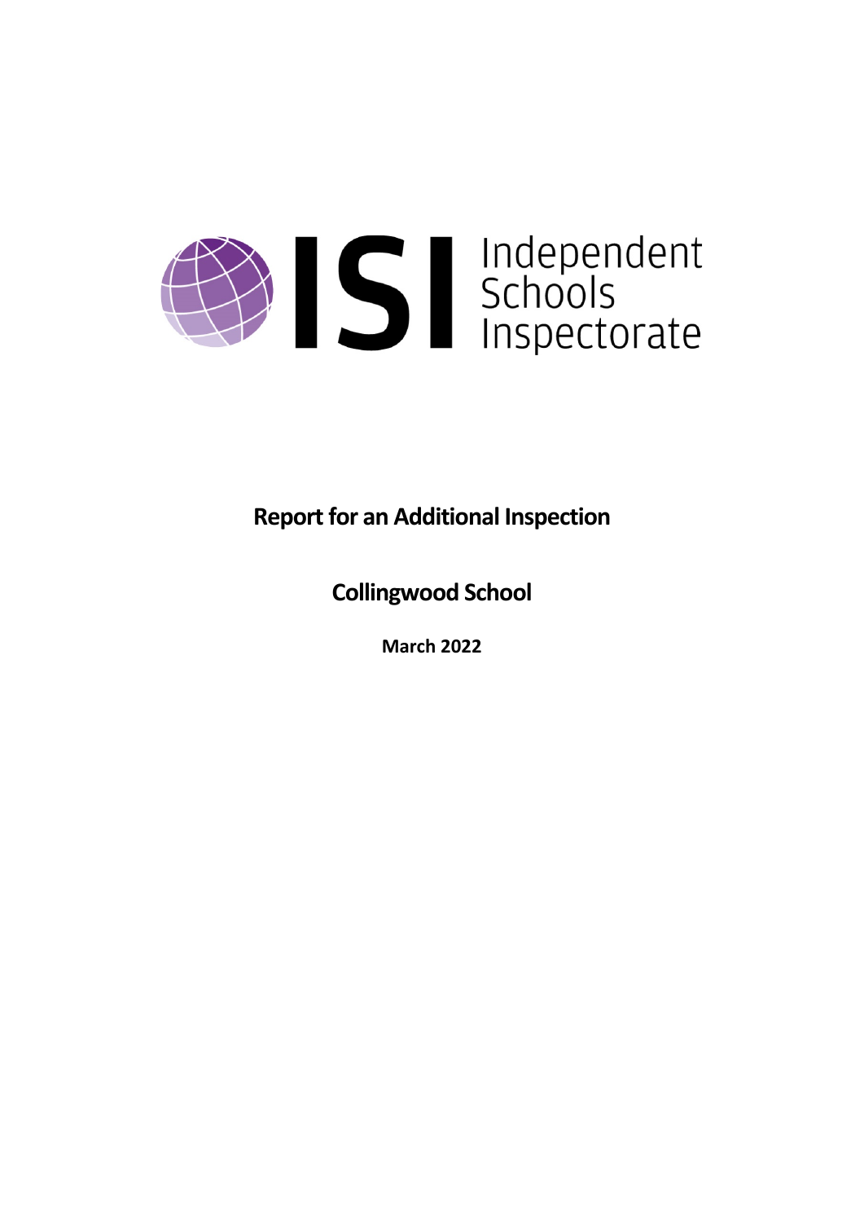Independent Schools Inspectorate

# Report for an Additional Inspection

## Collingwood School

**March 2022**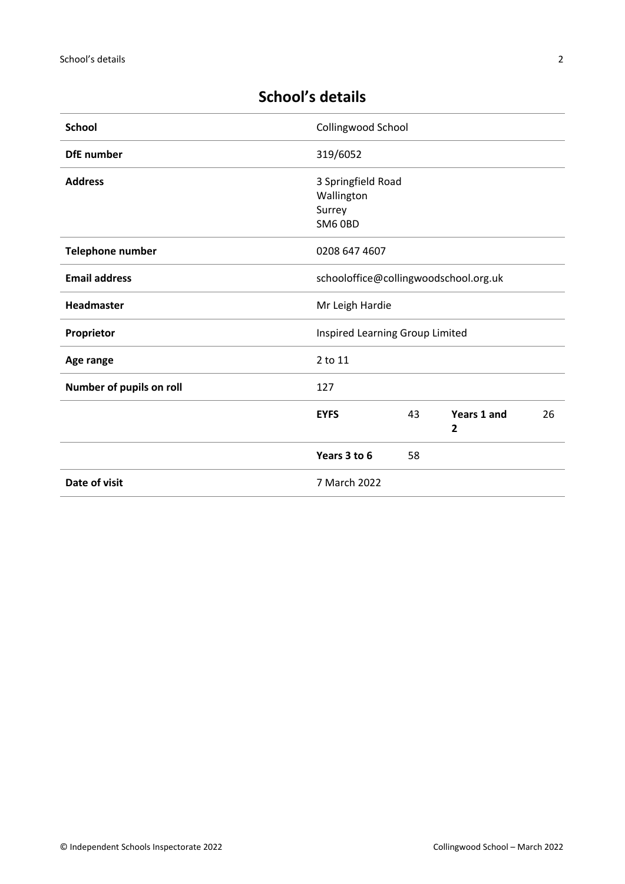# School's details

| School | Collingwood School | | | |
| --- | --- | --- | --- | --- |
| **DfE number** | 319/6052 | | | |
| **Address** | 3 Springfield Road<br>Wallington<br>Surrey<br>SM6 0BD | | | |
| **Telephone number** | 0208 647 4607 | | | |
| **Email address** | schooloffice@collingwoodschool.org.uk | | | |
| **Headmaster** | Mr Leigh Hardie | | | |
| **Proprietor** | Inspired Learning Group Limited | | | |
| **Age range** | 2 to 11 | | | |
| **Number of pupils on roll** | 127 | | | |
| | **EYFS** | 43 | **Years 1 and 2** | 26 |
| | **Years 3 to 6** | 58 | | |
| **Date of visit** | 7 March 2022 | | | |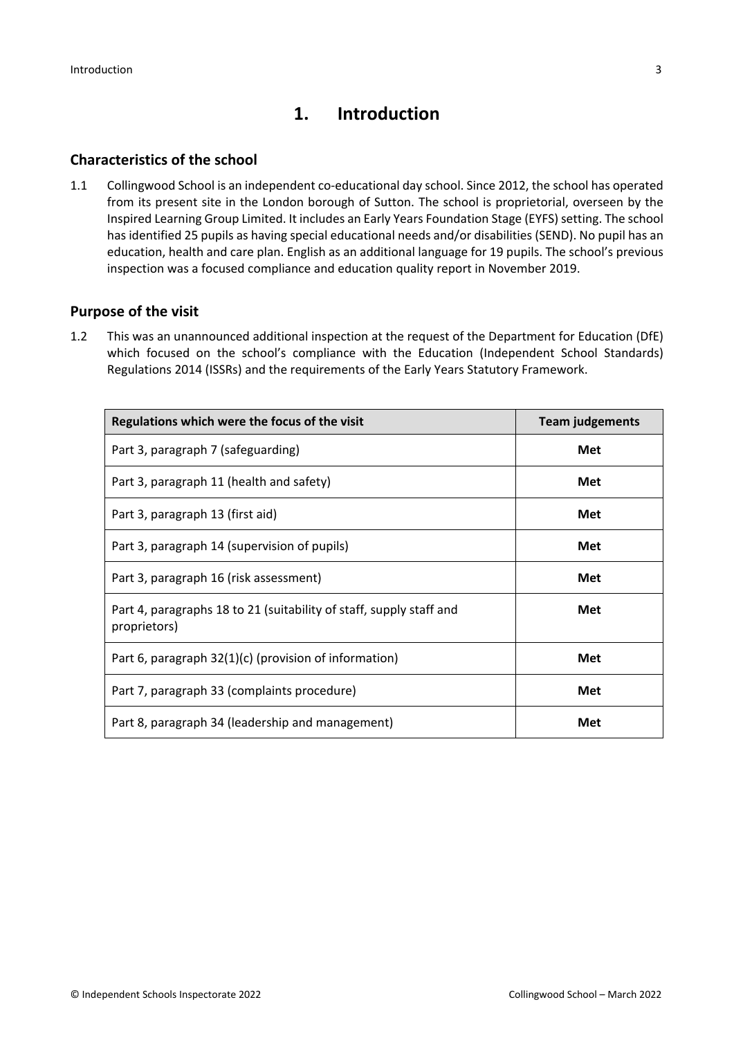# 1. Introduction

## Characteristics of the school

1.1 Collingwood School is an independent co-educational day school. Since 2012, the school has operated from its present site in the London borough of Sutton. The school is proprietorial, overseen by the Inspired Learning Group Limited. It includes an Early Years Foundation Stage (EYFS) setting. The school has identified 25 pupils as having special educational needs and/or disabilities (SEND). No pupil has an education, health and care plan. English as an additional language for 19 pupils. The school's previous inspection was a focused compliance and education quality report in November 2019.

## Purpose of the visit

1.2 This was an unannounced additional inspection at the request of the Department for Education (DfE) which focused on the school's compliance with the Education (Independent School Standards) Regulations 2014 (ISSRs) and the requirements of the Early Years Statutory Framework.

| Regulations which were the focus of the visit | Team judgements |
|---|---|
| Part 3, paragraph 7 (safeguarding) | **Met** |
| Part 3, paragraph 11 (health and safety) | **Met** |
| Part 3, paragraph 13 (first aid) | **Met** |
| Part 3, paragraph 14 (supervision of pupils) | **Met** |
| Part 3, paragraph 16 (risk assessment) | **Met** |
| Part 4, paragraphs 18 to 21 (suitability of staff, supply staff and proprietors) | **Met** |
| Part 6, paragraph 32(1)(c) (provision of information) | **Met** |
| Part 7, paragraph 33 (complaints procedure) | **Met** |
| Part 8, paragraph 34 (leadership and management) | **Met** |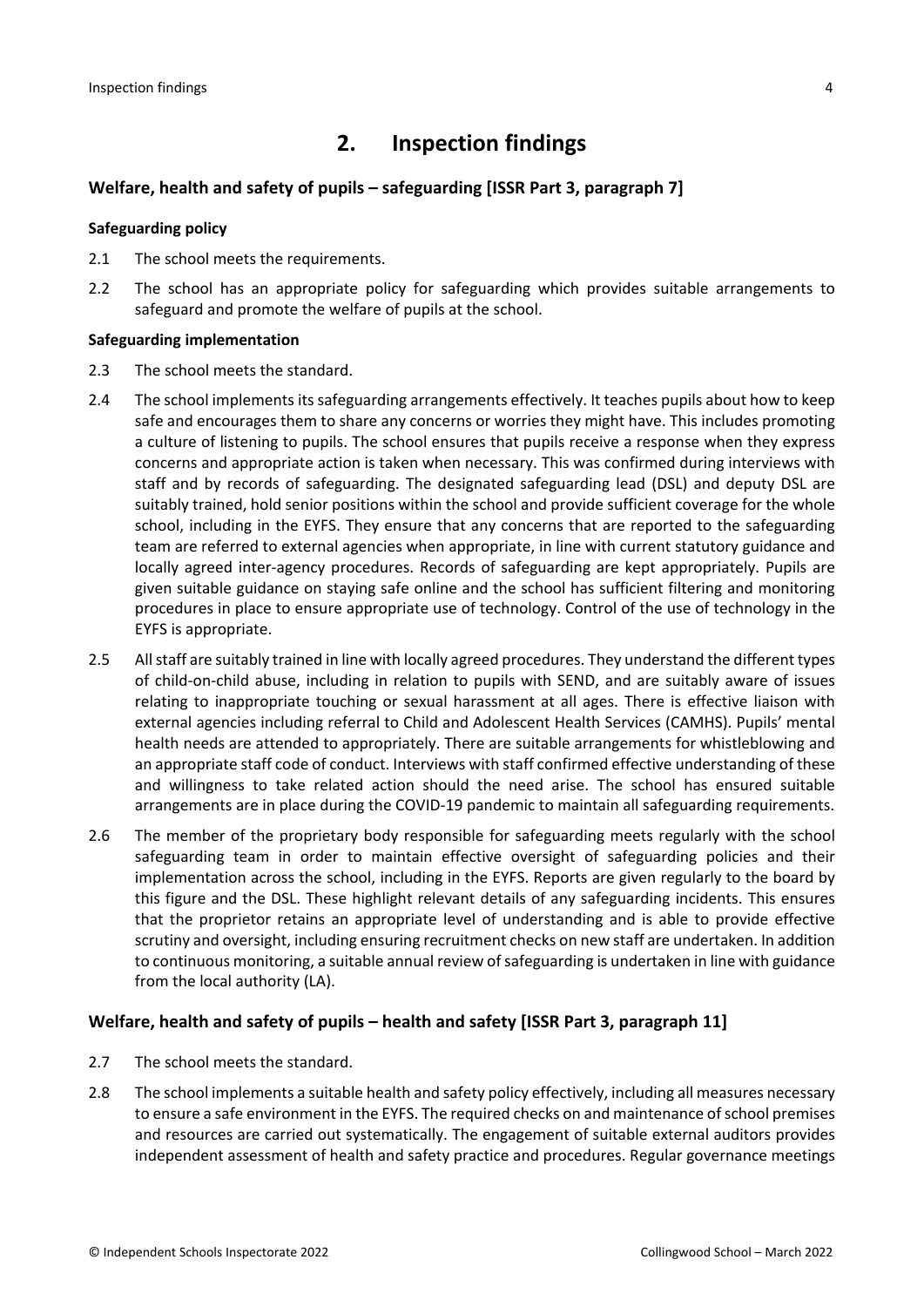## 2. Inspection findings

### Welfare, health and safety of pupils – safeguarding [ISSR Part 3, paragraph 7]

**Safeguarding policy**

2.1 The school meets the requirements.

2.2 The school has an appropriate policy for safeguarding which provides suitable arrangements to safeguard and promote the welfare of pupils at the school.

**Safeguarding implementation**

2.3 The school meets the standard.

2.4 The school implements its safeguarding arrangements effectively. It teaches pupils about how to keep safe and encourages them to share any concerns or worries they might have. This includes promoting a culture of listening to pupils. The school ensures that pupils receive a response when they express concerns and appropriate action is taken when necessary. This was confirmed during interviews with staff and by records of safeguarding. The designated safeguarding lead (DSL) and deputy DSL are suitably trained, hold senior positions within the school and provide sufficient coverage for the whole school, including in the EYFS. They ensure that any concerns that are reported to the safeguarding team are referred to external agencies when appropriate, in line with current statutory guidance and locally agreed inter-agency procedures. Records of safeguarding are kept appropriately. Pupils are given suitable guidance on staying safe online and the school has sufficient filtering and monitoring procedures in place to ensure appropriate use of technology. Control of the use of technology in the EYFS is appropriate.

2.5 All staff are suitably trained in line with locally agreed procedures. They understand the different types of child-on-child abuse, including in relation to pupils with SEND, and are suitably aware of issues relating to inappropriate touching or sexual harassment at all ages. There is effective liaison with external agencies including referral to Child and Adolescent Health Services (CAMHS). Pupils' mental health needs are attended to appropriately. There are suitable arrangements for whistleblowing and an appropriate staff code of conduct. Interviews with staff confirmed effective understanding of these and willingness to take related action should the need arise. The school has ensured suitable arrangements are in place during the COVID-19 pandemic to maintain all safeguarding requirements.

2.6 The member of the proprietary body responsible for safeguarding meets regularly with the school safeguarding team in order to maintain effective oversight of safeguarding policies and their implementation across the school, including in the EYFS. Reports are given regularly to the board by this figure and the DSL. These highlight relevant details of any safeguarding incidents. This ensures that the proprietor retains an appropriate level of understanding and is able to provide effective scrutiny and oversight, including ensuring recruitment checks on new staff are undertaken. In addition to continuous monitoring, a suitable annual review of safeguarding is undertaken in line with guidance from the local authority (LA).

### Welfare, health and safety of pupils – health and safety [ISSR Part 3, paragraph 11]

2.7 The school meets the standard.

2.8 The school implements a suitable health and safety policy effectively, including all measures necessary to ensure a safe environment in the EYFS. The required checks on and maintenance of school premises and resources are carried out systematically. The engagement of suitable external auditors provides independent assessment of health and safety practice and procedures. Regular governance meetings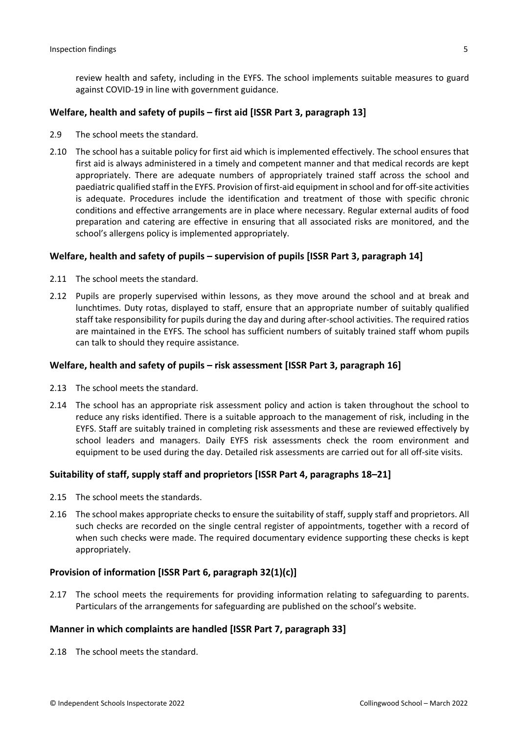review health and safety, including in the EYFS. The school implements suitable measures to guard against COVID-19 in line with government guidance.

### Welfare, health and safety of pupils – first aid [ISSR Part 3, paragraph 13]

2.9 The school meets the standard.

2.10 The school has a suitable policy for first aid which is implemented effectively. The school ensures that first aid is always administered in a timely and competent manner and that medical records are kept appropriately. There are adequate numbers of appropriately trained staff across the school and paediatric qualified staff in the EYFS. Provision of first-aid equipment in school and for off-site activities is adequate. Procedures include the identification and treatment of those with specific chronic conditions and effective arrangements are in place where necessary. Regular external audits of food preparation and catering are effective in ensuring that all associated risks are monitored, and the school's allergens policy is implemented appropriately.

### Welfare, health and safety of pupils – supervision of pupils [ISSR Part 3, paragraph 14]

2.11 The school meets the standard.

2.12 Pupils are properly supervised within lessons, as they move around the school and at break and lunchtimes. Duty rotas, displayed to staff, ensure that an appropriate number of suitably qualified staff take responsibility for pupils during the day and during after-school activities. The required ratios are maintained in the EYFS. The school has sufficient numbers of suitably trained staff whom pupils can talk to should they require assistance.

### Welfare, health and safety of pupils – risk assessment [ISSR Part 3, paragraph 16]

2.13 The school meets the standard.

2.14 The school has an appropriate risk assessment policy and action is taken throughout the school to reduce any risks identified. There is a suitable approach to the management of risk, including in the EYFS. Staff are suitably trained in completing risk assessments and these are reviewed effectively by school leaders and managers. Daily EYFS risk assessments check the room environment and equipment to be used during the day. Detailed risk assessments are carried out for all off-site visits.

### Suitability of staff, supply staff and proprietors [ISSR Part 4, paragraphs 18–21]

2.15 The school meets the standards.

2.16 The school makes appropriate checks to ensure the suitability of staff, supply staff and proprietors. All such checks are recorded on the single central register of appointments, together with a record of when such checks were made. The required documentary evidence supporting these checks is kept appropriately.

### Provision of information [ISSR Part 6, paragraph 32(1)(c)]

2.17 The school meets the requirements for providing information relating to safeguarding to parents. Particulars of the arrangements for safeguarding are published on the school's website.

### Manner in which complaints are handled [ISSR Part 7, paragraph 33]

2.18 The school meets the standard.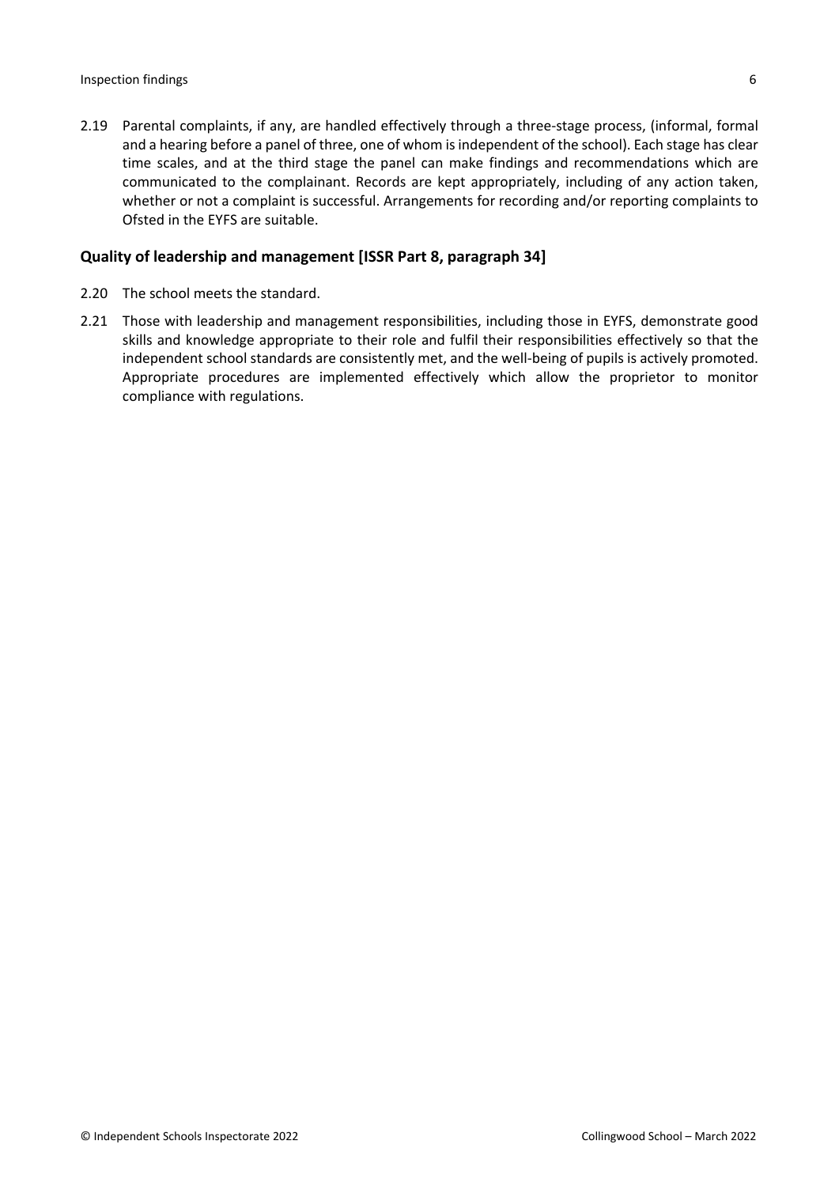2.19 Parental complaints, if any, are handled effectively through a three-stage process, (informal, formal and a hearing before a panel of three, one of whom is independent of the school). Each stage has clear time scales, and at the third stage the panel can make findings and recommendations which are communicated to the complainant. Records are kept appropriately, including of any action taken, whether or not a complaint is successful. Arrangements for recording and/or reporting complaints to Ofsted in the EYFS are suitable.

### Quality of leadership and management [ISSR Part 8, paragraph 34]

2.20 The school meets the standard.

2.21 Those with leadership and management responsibilities, including those in EYFS, demonstrate good skills and knowledge appropriate to their role and fulfil their responsibilities effectively so that the independent school standards are consistently met, and the well-being of pupils is actively promoted. Appropriate procedures are implemented effectively which allow the proprietor to monitor compliance with regulations.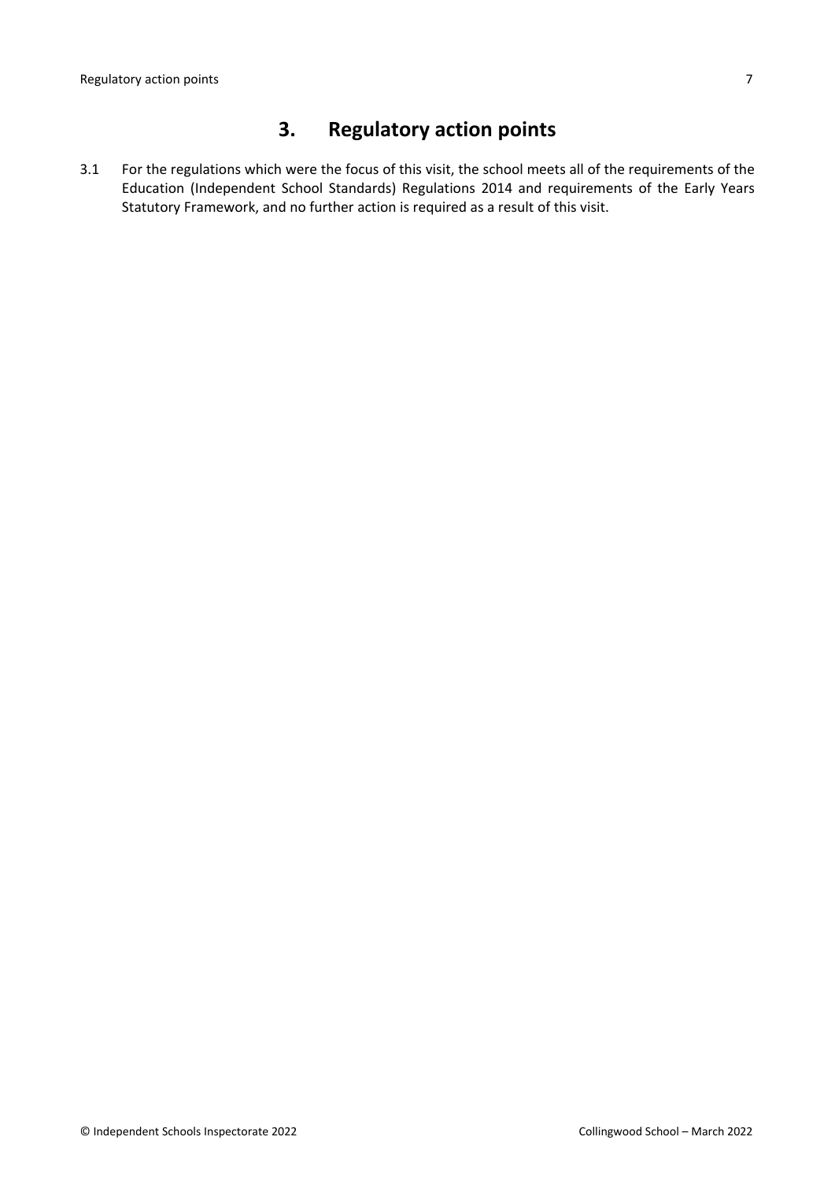## 3. Regulatory action points

3.1 For the regulations which were the focus of this visit, the school meets all of the requirements of the Education (Independent School Standards) Regulations 2014 and requirements of the Early Years Statutory Framework, and no further action is required as a result of this visit.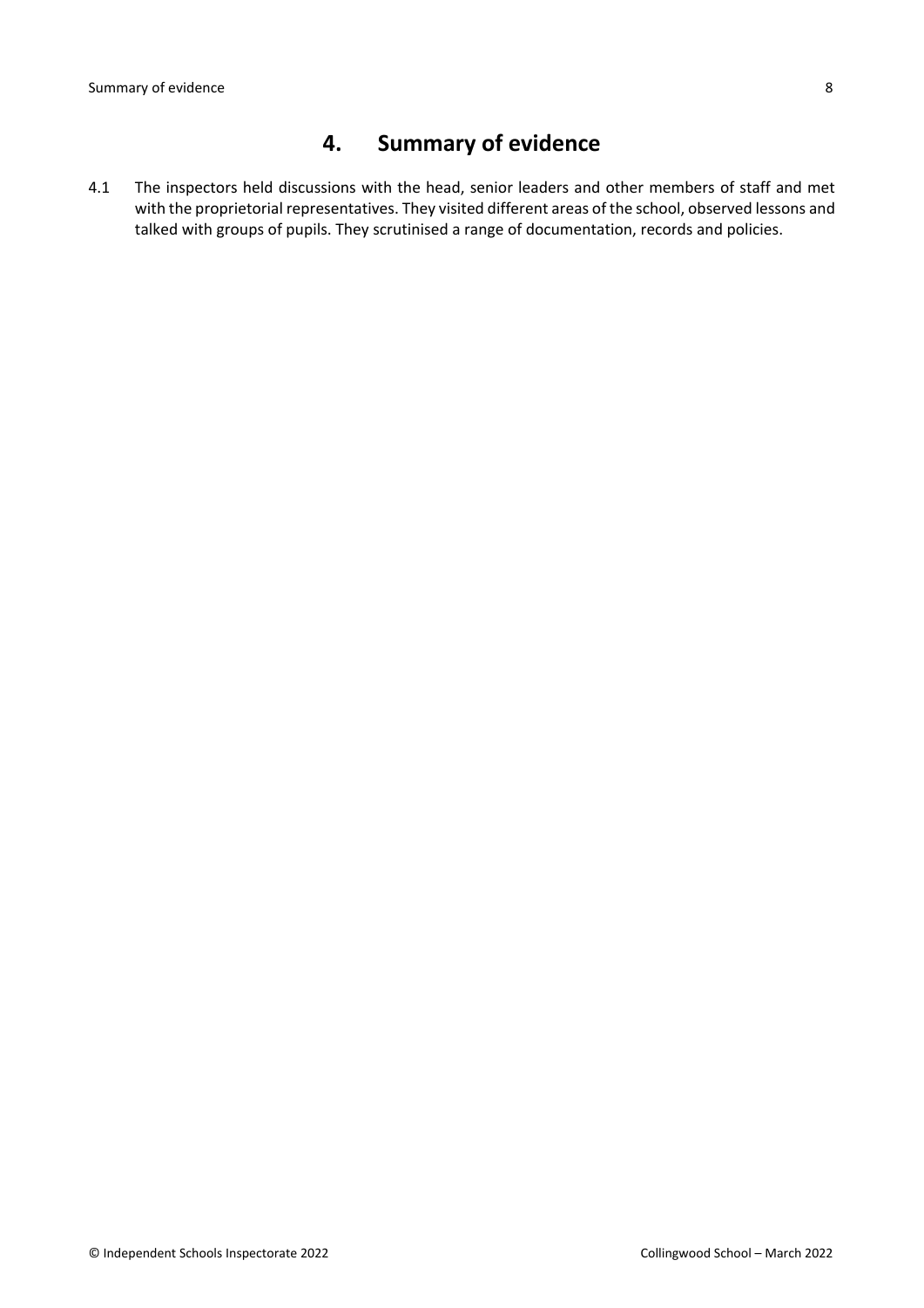## 4. Summary of evidence

4.1 The inspectors held discussions with the head, senior leaders and other members of staff and met with the proprietorial representatives. They visited different areas of the school, observed lessons and talked with groups of pupils. They scrutinised a range of documentation, records and policies.